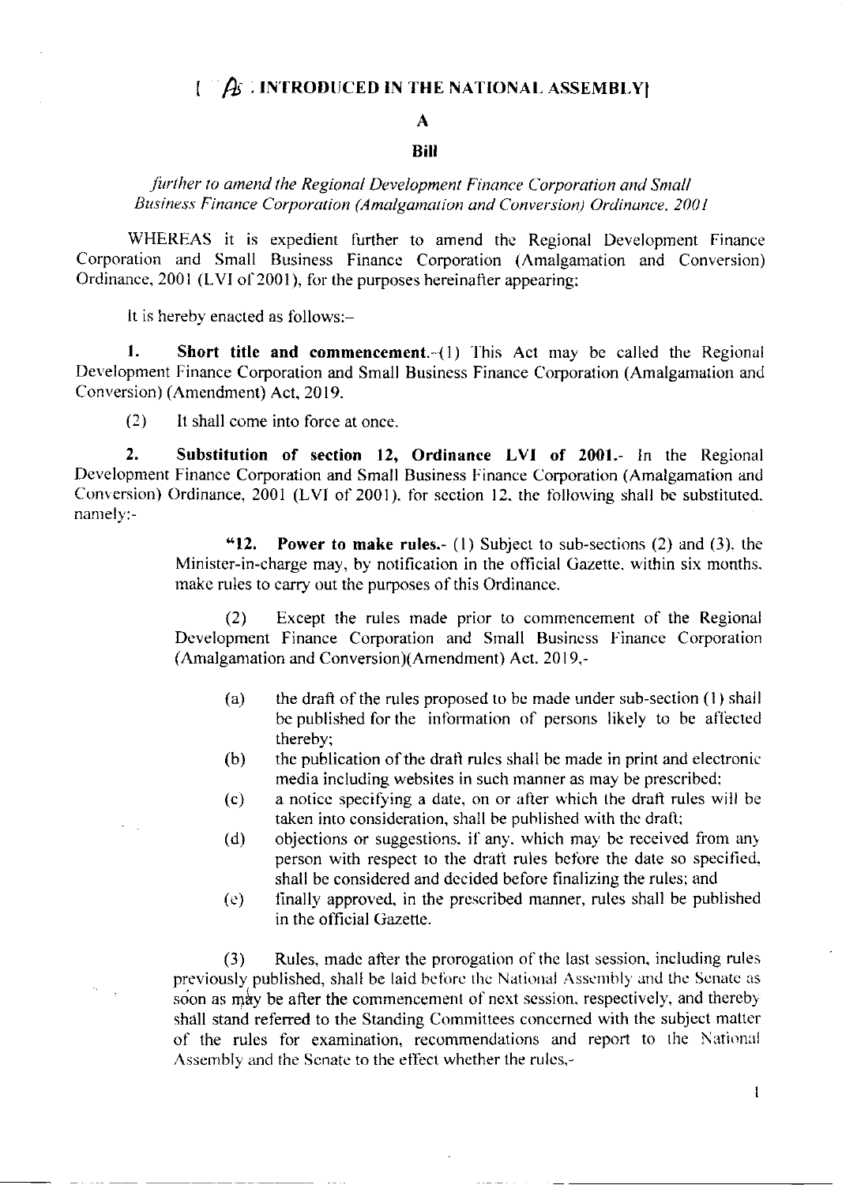[ AS INTRODUCED IN THE NATIONAL ASSEMBLY]

# A

# Bill

*further to amend the Regional Development Finance Corporation and Small Business Finance Corporation (Amalgamation and Conversion) Ordinance, 2001*

WHEREAS it is expedient further to amend the Regional Development Finance Corporation and Small Business Finance Corporation (Amalgamation and Conversion) Ordinance, 2001 (LVI of 2001), for the purposes hereinafter appearing;

It is hereby enacted as follows:-

**1. Short title and commencement.**-(1) This Act may be called the Regional Development Finance Corporation and Small Business Finance Corporation (Amalgamation and Conversion) (Amendment) Act, 2019.

(2) It shall come into force at once.

**2. Substitution of section 12, Ordinance LVI of 2001.**- In the Regional Development Finance Corporation and Small Business Finance Corporation (Amalgamation and Conversion) Ordinance, 2001 (LVI of 2001), for section 12, the following shall be substituted, namely:-

> "**12. Power to make rules.**- (1) Subject to sub-sections (2) and (3), the Minister-in-charge may, by notification in the official Gazette, within six months, make rules to carry out the purposes of this Ordinance.
>
> (2) Except the rules made prior to commencement of the Regional Development Finance Corporation and Small Business Finance Corporation (Amalgamation and Conversion)(Amendment) Act, 2019,-
>
> (a) the draft of the rules proposed to be made under sub-section (1) shall be published for the information of persons likely to be affected thereby;
>
> (b) the publication of the draft rules shall be made in print and electronic media including websites in such manner as may be prescribed;
>
> (c) a notice specifying a date, on or after which the draft rules will be taken into consideration, shall be published with the draft;
>
> (d) objections or suggestions, if any, which may be received from any person with respect to the draft rules before the date so specified, shall be considered and decided before finalizing the rules; and
>
> (e) finally approved, in the prescribed manner, rules shall be published in the official Gazette.
>
> (3) Rules, made after the prorogation of the last session, including rules previously published, shall be laid before the National Assembly and the Senate as soon as may be after the commencement of next session, respectively, and thereby shall stand referred to the Standing Committees concerned with the subject matter of the rules for examination, recommendations and report to the National Assembly and the Senate to the effect whether the rules,-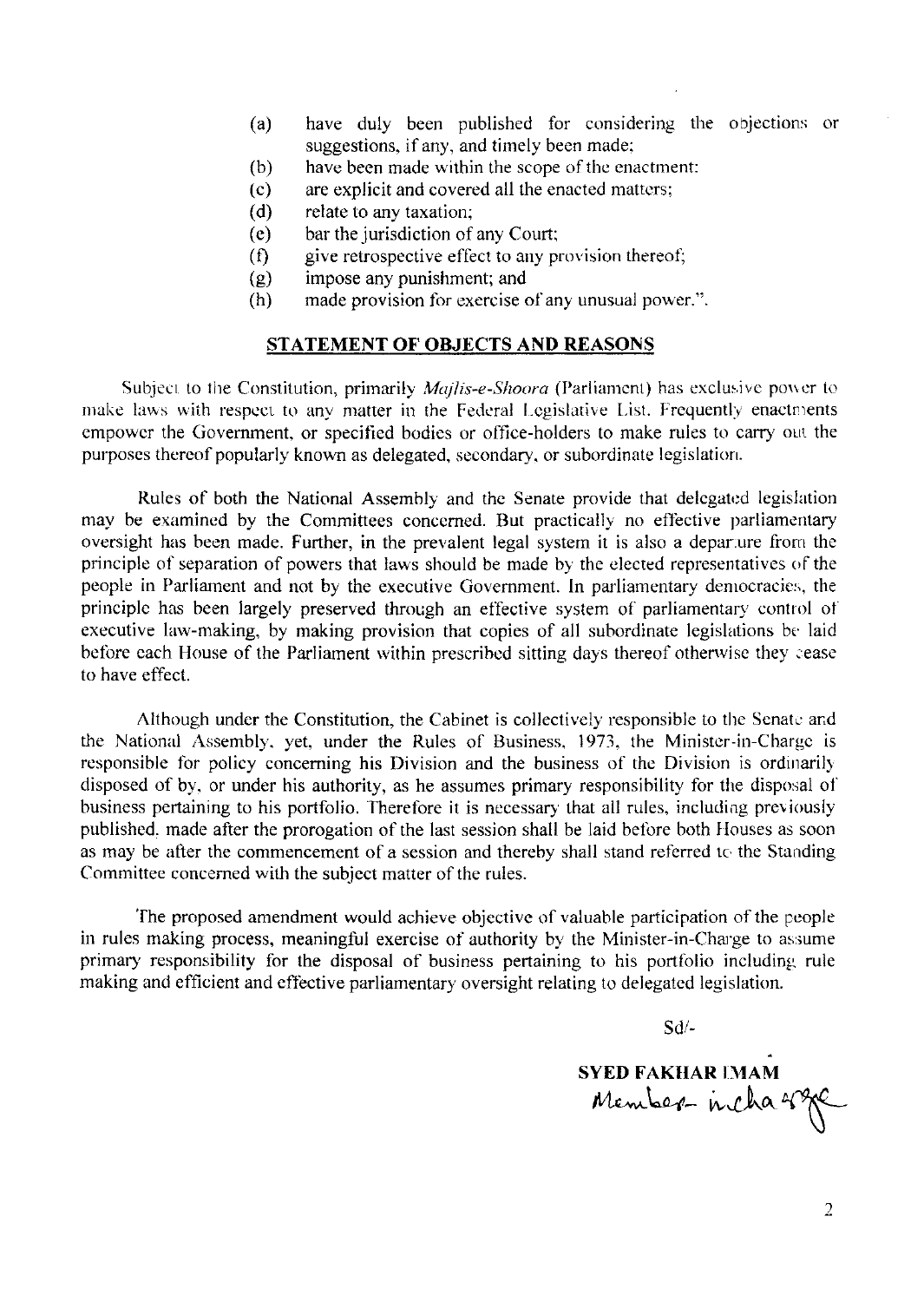(a) have duly been published for considering the objections or suggestions, if any, and timely been made;
(b) have been made within the scope of the enactment:
(c) are explicit and covered all the enacted matters;
(d) relate to any taxation;
(e) bar the jurisdiction of any Court;
(f) give retrospective effect to any provision thereof;
(g) impose any punishment; and
(h) made provision for exercise of any unusual power.".

## STATEMENT OF OBJECTS AND REASONS

Subject to the Constitution, primarily *Majlis-e-Shoora* (Parliament) has exclusive power to make laws with respect to any matter in the Federal Legislative List. Frequently enactments empower the Government, or specified bodies or office-holders to make rules to carry out the purposes thereof popularly known as delegated, secondary, or subordinate legislation.

Rules of both the National Assembly and the Senate provide that delegated legislation may be examined by the Committees concerned. But practically no effective parliamentary oversight has been made. Further, in the prevalent legal system it is also a departure from the principle of separation of powers that laws should be made by the elected representatives of the people in Parliament and not by the executive Government. In parliamentary democracies, the principle has been largely preserved through an effective system of parliamentary control of executive law-making, by making provision that copies of all subordinate legislations be laid before each House of the Parliament within prescribed sitting days thereof otherwise they cease to have effect.

Although under the Constitution, the Cabinet is collectively responsible to the Senate and the National Assembly, yet, under the Rules of Business, 1973, the Minister-in-Charge is responsible for policy concerning his Division and the business of the Division is ordinarily disposed of by, or under his authority, as he assumes primary responsibility for the disposal of business pertaining to his portfolio. Therefore it is necessary that all rules, including previously published, made after the prorogation of the last session shall be laid before both Houses as soon as may be after the commencement of a session and thereby shall stand referred to the Standing Committee concerned with the subject matter of the rules.

The proposed amendment would achieve objective of valuable participation of the people in rules making process, meaningful exercise of authority by the Minister-in-Charge to assume primary responsibility for the disposal of business pertaining to his portfolio including rule making and efficient and effective parliamentary oversight relating to delegated legislation.

Sd/-

**SYED FAKHAR IMAM**
Member-incharge